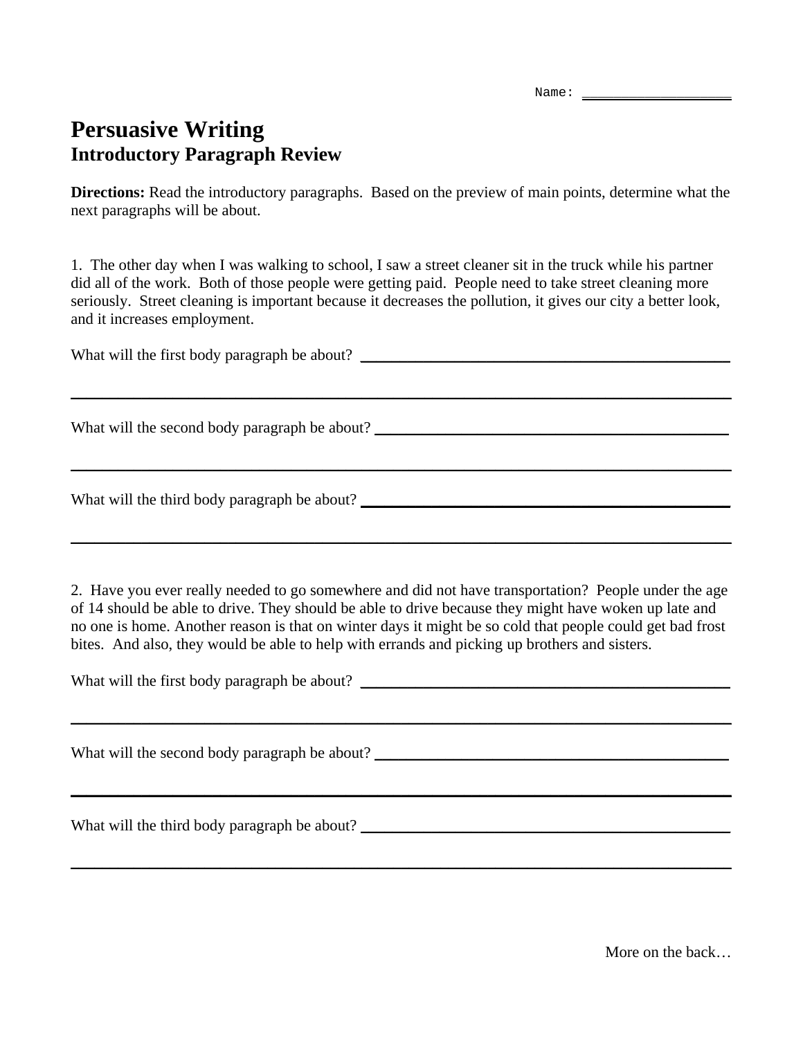Name: ___________________

# Persuasive Writing
## Introductory Paragraph Review

**Directions:** Read the introductory paragraphs. Based on the preview of main points, determine what the next paragraphs will be about.

1. The other day when I was walking to school, I saw a street cleaner sit in the truck while his partner did all of the work. Both of those people were getting paid. People need to take street cleaning more seriously. Street cleaning is important because it decreases the pollution, it gives our city a better look, and it increases employment.

What will the first body paragraph be about? ______________________________________________

_____________________________________________________________________________

What will the second body paragraph be about? ___________________________________________

_____________________________________________________________________________

What will the third body paragraph be about? _____________________________________________

_____________________________________________________________________________

2. Have you ever really needed to go somewhere and did not have transportation? People under the age of 14 should be able to drive. They should be able to drive because they might have woken up late and no one is home. Another reason is that on winter days it might be so cold that people could get bad frost bites. And also, they would be able to help with errands and picking up brothers and sisters.

What will the first body paragraph be about? ______________________________________________

_____________________________________________________________________________

What will the second body paragraph be about? ___________________________________________

_____________________________________________________________________________

What will the third body paragraph be about? _____________________________________________

_____________________________________________________________________________

More on the back…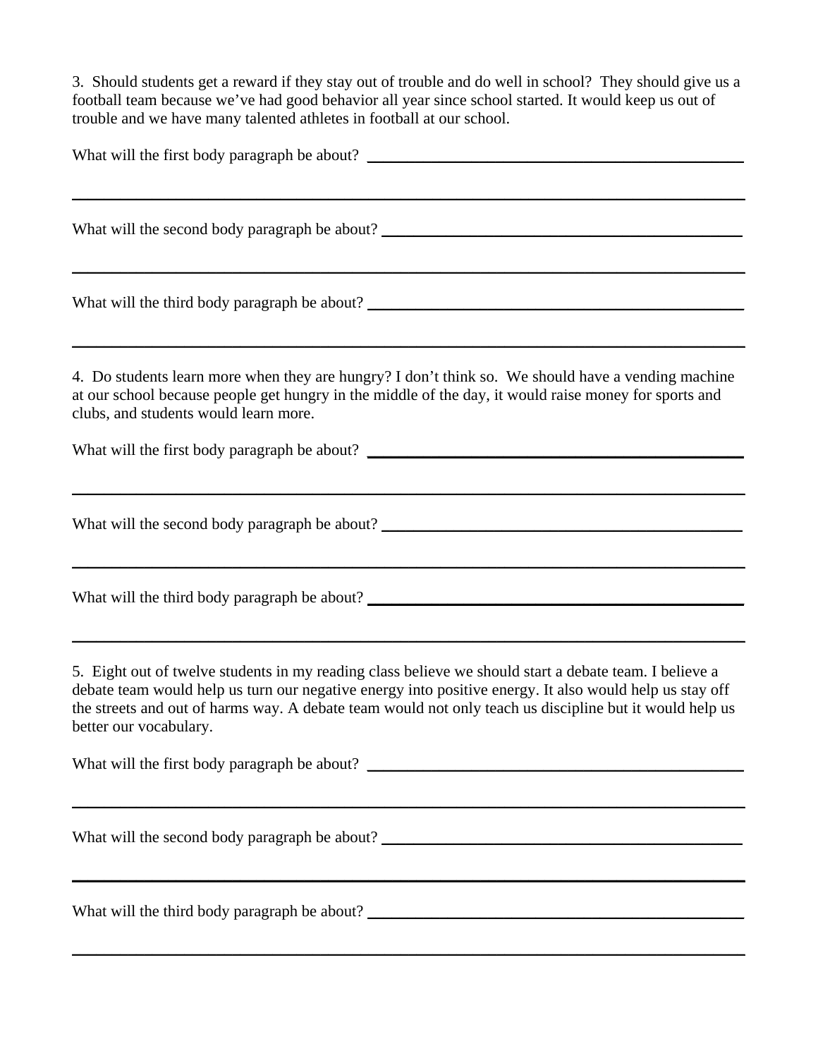3. Should students get a reward if they stay out of trouble and do well in school? They should give us a football team because we've had good behavior all year since school started. It would keep us out of trouble and we have many talented athletes in football at our school.

What will the first body paragraph be about? ____________________________________________

______________________________________________________________________________

What will the second body paragraph be about? __________________________________________

______________________________________________________________________________

What will the third body paragraph be about? ____________________________________________

______________________________________________________________________________

4. Do students learn more when they are hungry? I don't think so. We should have a vending machine at our school because people get hungry in the middle of the day, it would raise money for sports and clubs, and students would learn more.

What will the first body paragraph be about? ____________________________________________

______________________________________________________________________________

What will the second body paragraph be about? __________________________________________

______________________________________________________________________________

What will the third body paragraph be about? ____________________________________________

______________________________________________________________________________

5. Eight out of twelve students in my reading class believe we should start a debate team. I believe a debate team would help us turn our negative energy into positive energy. It also would help us stay off the streets and out of harms way. A debate team would not only teach us discipline but it would help us better our vocabulary.

What will the first body paragraph be about? ____________________________________________

______________________________________________________________________________

What will the second body paragraph be about? __________________________________________

______________________________________________________________________________

What will the third body paragraph be about? ____________________________________________

______________________________________________________________________________